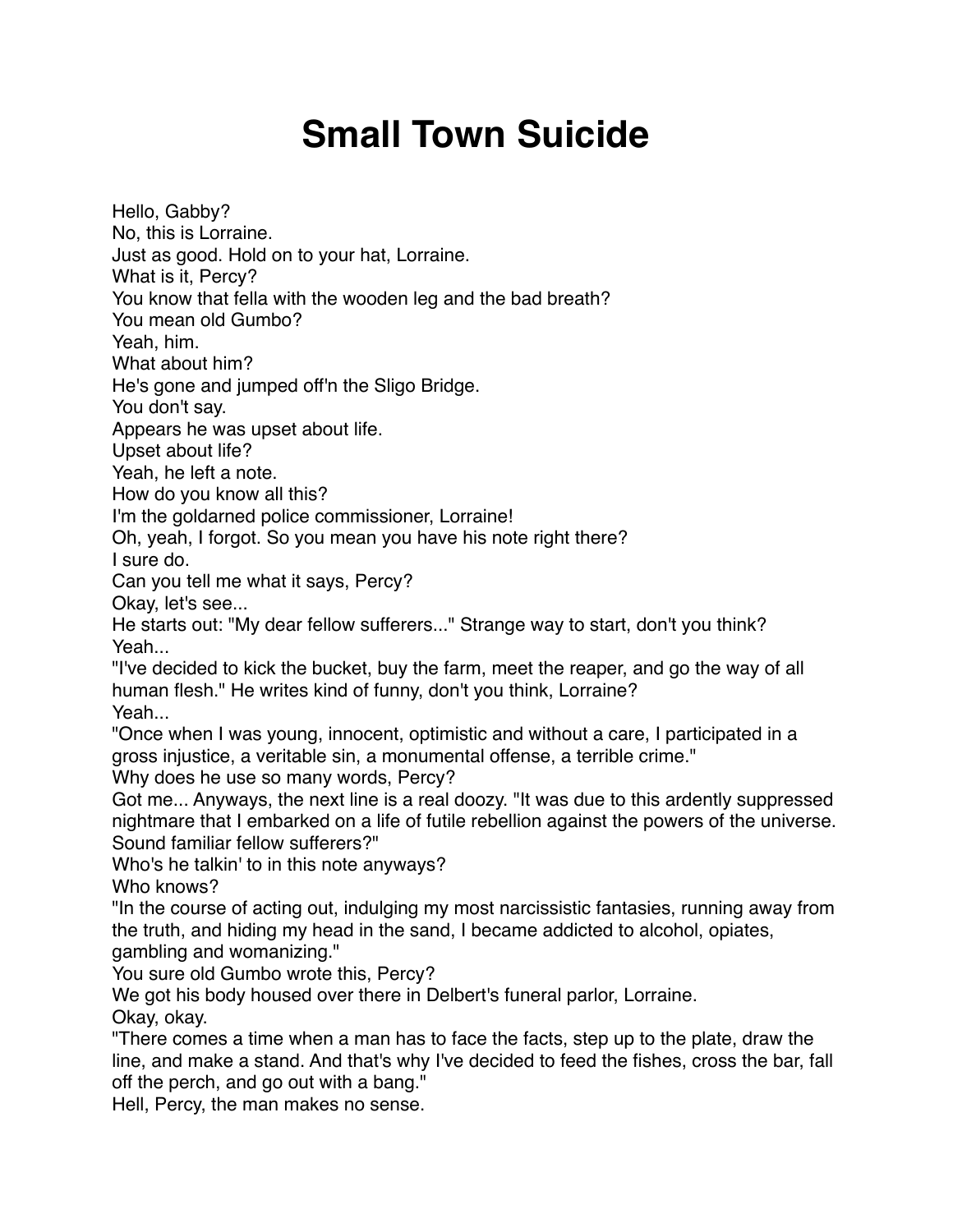# Small Town Suicide

Hello, Gabby?
No, this is Lorraine.
Just as good. Hold on to your hat, Lorraine.
What is it, Percy?
You know that fella with the wooden leg and the bad breath?
You mean old Gumbo?
Yeah, him.
What about him?
He's gone and jumped off'n the Sligo Bridge.
You don't say.
Appears he was upset about life.
Upset about life?
Yeah, he left a note.
How do you know all this?
I'm the goldarned police commissioner, Lorraine!
Oh, yeah, I forgot. So you mean you have his note right there?
I sure do.
Can you tell me what it says, Percy?
Okay, let's see...
He starts out: "My dear fellow sufferers..." Strange way to start, don't you think?
Yeah...
"I've decided to kick the bucket, buy the farm, meet the reaper, and go the way of all human flesh." He writes kind of funny, don't you think, Lorraine?
Yeah...
"Once when I was young, innocent, optimistic and without a care, I participated in a gross injustice, a veritable sin, a monumental offense, a terrible crime."
Why does he use so many words, Percy?
Got me... Anyways, the next line is a real doozy. "It was due to this ardently suppressed nightmare that I embarked on a life of futile rebellion against the powers of the universe. Sound familiar fellow sufferers?"
Who's he talkin' to in this note anyways?
Who knows?
"In the course of acting out, indulging my most narcissistic fantasies, running away from the truth, and hiding my head in the sand, I became addicted to alcohol, opiates, gambling and womanizing."
You sure old Gumbo wrote this, Percy?
We got his body housed over there in Delbert's funeral parlor, Lorraine.
Okay, okay.
"There comes a time when a man has to face the facts, step up to the plate, draw the line, and make a stand. And that's why I've decided to feed the fishes, cross the bar, fall off the perch, and go out with a bang."
Hell, Percy, the man makes no sense.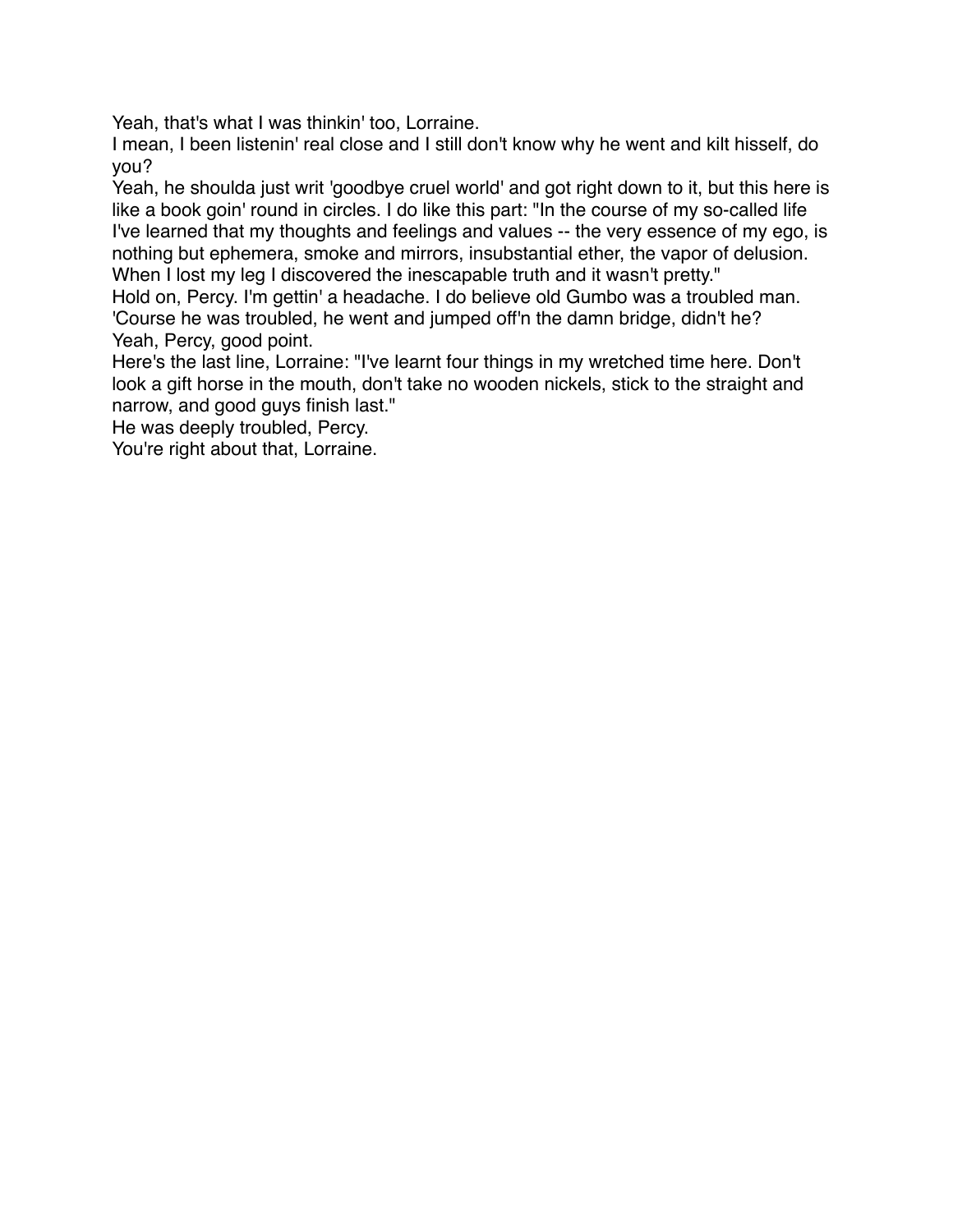Yeah, that's what I was thinkin' too, Lorraine.

I mean, I been listenin' real close and I still don't know why he went and kilt hisself, do you?

Yeah, he shoulda just writ 'goodbye cruel world' and got right down to it, but this here is like a book goin' round in circles. I do like this part: "In the course of my so-called life I've learned that my thoughts and feelings and values -- the very essence of my ego, is nothing but ephemera, smoke and mirrors, insubstantial ether, the vapor of delusion. When I lost my leg I discovered the inescapable truth and it wasn't pretty."

Hold on, Percy. I'm gettin' a headache. I do believe old Gumbo was a troubled man.

'Course he was troubled, he went and jumped off'n the damn bridge, didn't he?

Yeah, Percy, good point.

Here's the last line, Lorraine: "I've learnt four things in my wretched time here. Don't look a gift horse in the mouth, don't take no wooden nickels, stick to the straight and narrow, and good guys finish last."

He was deeply troubled, Percy.

You're right about that, Lorraine.